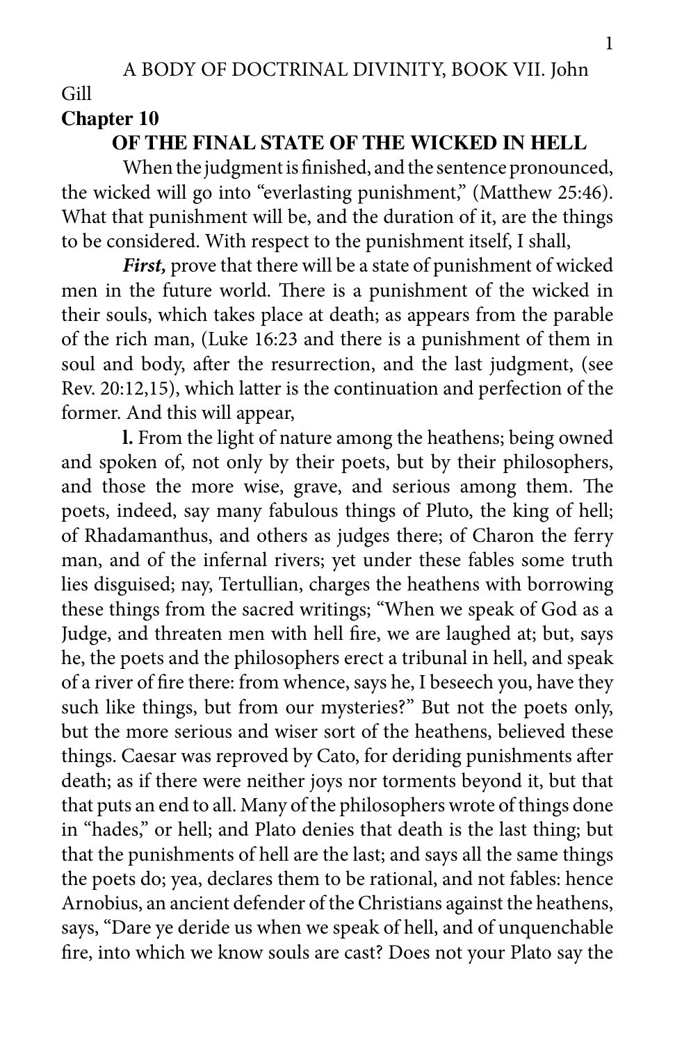A BODY OF DOCTRINAL DIVINITY, BOOK VII. John Gill

**Chapter 10**

## OF THE FINAL STATE OF THE WICKED IN HELL

When the judgment is finished, and the sentence pronounced, the wicked will go into "everlasting punishment," (Matthew 25:46). What that punishment will be, and the duration of it, are the things to be considered. With respect to the punishment itself, I shall,

***First,*** prove that there will be a state of punishment of wicked men in the future world. There is a punishment of the wicked in their souls, which takes place at death; as appears from the parable of the rich man, (Luke 16:23 and there is a punishment of them in soul and body, after the resurrection, and the last judgment, (see Rev. 20:12,15), which latter is the continuation and perfection of the former. And this will appear,

**l.** From the light of nature among the heathens; being owned and spoken of, not only by their poets, but by their philosophers, and those the more wise, grave, and serious among them. The poets, indeed, say many fabulous things of Pluto, the king of hell; of Rhadamanthus, and others as judges there; of Charon the ferry man, and of the infernal rivers; yet under these fables some truth lies disguised; nay, Tertullian, charges the heathens with borrowing these things from the sacred writings; "When we speak of God as a Judge, and threaten men with hell fire, we are laughed at; but, says he, the poets and the philosophers erect a tribunal in hell, and speak of a river of fire there: from whence, says he, I beseech you, have they such like things, but from our mysteries?" But not the poets only, but the more serious and wiser sort of the heathens, believed these things. Caesar was reproved by Cato, for deriding punishments after death; as if there were neither joys nor torments beyond it, but that that puts an end to all. Many of the philosophers wrote of things done in "hades," or hell; and Plato denies that death is the last thing; but that the punishments of hell are the last; and says all the same things the poets do; yea, declares them to be rational, and not fables: hence Arnobius, an ancient defender of the Christians against the heathens, says, "Dare ye deride us when we speak of hell, and of unquenchable fire, into which we know souls are cast? Does not your Plato say the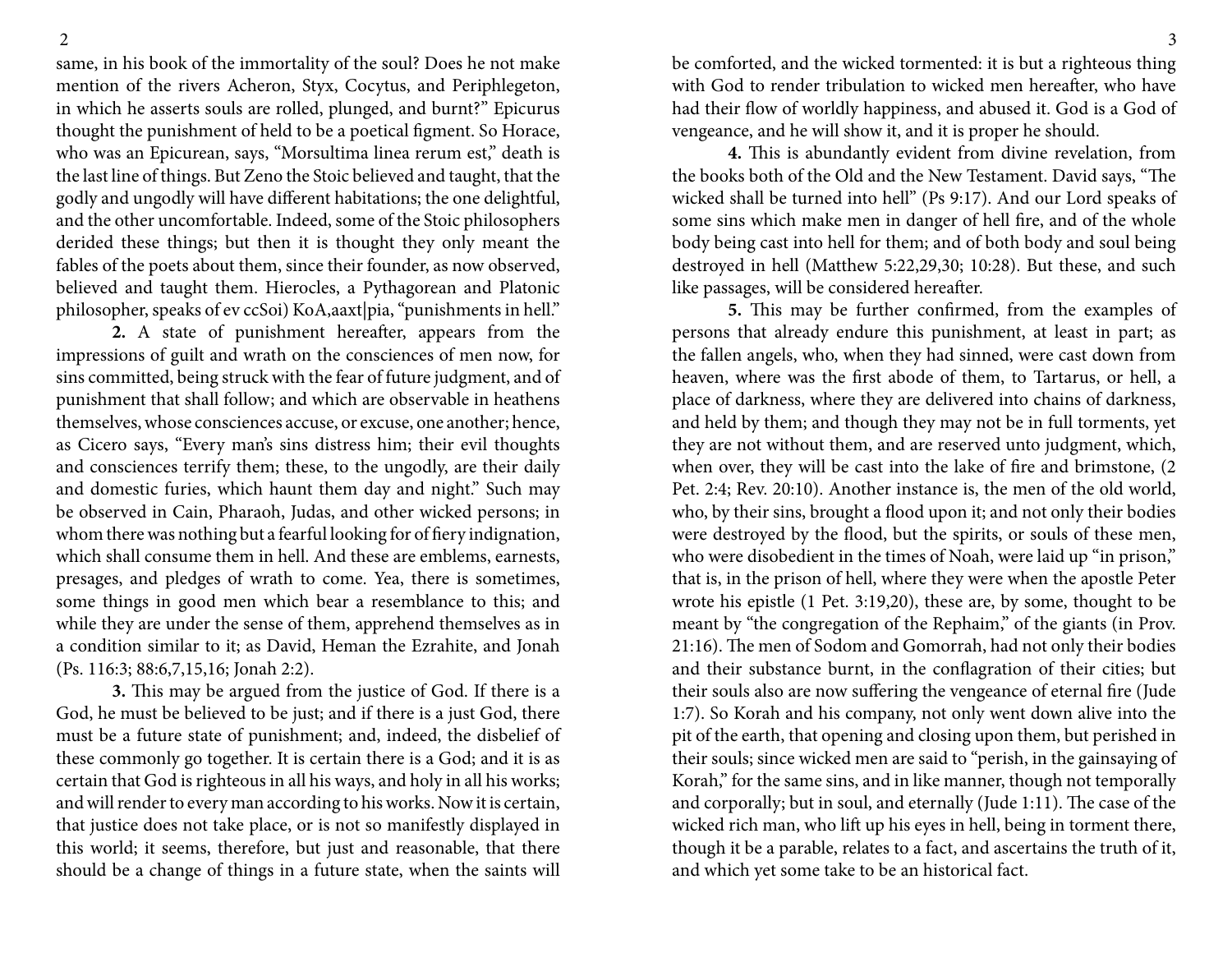same, in his book of the immortality of the soul? Does he not make mention of the rivers Acheron, Styx, Cocytus, and Periphlegeton, in which he asserts souls are rolled, plunged, and burnt?" Epicurus thought the punishment of held to be a poetical figment. So Horace, who was an Epicurean, says, "Morsultima linea rerum est," death is the last line of things. But Zeno the Stoic believed and taught, that the godly and ungodly will have different habitations; the one delightful, and the other uncomfortable. Indeed, some of the Stoic philosophers derided these things; but then it is thought they only meant the fables of the poets about them, since their founder, as now observed, believed and taught them. Hierocles, a Pythagorean and Platonic philosopher, speaks of ev ccSoi) KoA,aaxt|pia, "punishments in hell."

**2.** A state of punishment hereafter, appears from the impressions of guilt and wrath on the consciences of men now, for sins committed, being struck with the fear of future judgment, and of punishment that shall follow; and which are observable in heathens themselves, whose consciences accuse, or excuse, one another; hence, as Cicero says, "Every man's sins distress him; their evil thoughts and consciences terrify them; these, to the ungodly, are their daily and domestic furies, which haunt them day and night." Such may be observed in Cain, Pharaoh, Judas, and other wicked persons; in whom there was nothing but a fearful looking for of fiery indignation, which shall consume them in hell. And these are emblems, earnests, presages, and pledges of wrath to come. Yea, there is sometimes, some things in good men which bear a resemblance to this; and while they are under the sense of them, apprehend themselves as in a condition similar to it; as David, Heman the Ezrahite, and Jonah (Ps. 116:3; 88:6,7,15,16; Jonah 2:2).

**3.** This may be argued from the justice of God. If there is a God, he must be believed to be just; and if there is a just God, there must be a future state of punishment; and, indeed, the disbelief of these commonly go together. It is certain there is a God; and it is as certain that God is righteous in all his ways, and holy in all his works; and will render to every man according to his works. Now it is certain, that justice does not take place, or is not so manifestly displayed in this world; it seems, therefore, but just and reasonable, that there should be a change of things in a future state, when the saints will be comforted, and the wicked tormented: it is but a righteous thing with God to render tribulation to wicked men hereafter, who have had their flow of worldly happiness, and abused it. God is a God of vengeance, and he will show it, and it is proper he should.

**4.** This is abundantly evident from divine revelation, from the books both of the Old and the New Testament. David says, "The wicked shall be turned into hell" (Ps 9:17). And our Lord speaks of some sins which make men in danger of hell fire, and of the whole body being cast into hell for them; and of both body and soul being destroyed in hell (Matthew 5:22,29,30; 10:28). But these, and such like passages, will be considered hereafter.

**5.** This may be further confirmed, from the examples of persons that already endure this punishment, at least in part; as the fallen angels, who, when they had sinned, were cast down from heaven, where was the first abode of them, to Tartarus, or hell, a place of darkness, where they are delivered into chains of darkness, and held by them; and though they may not be in full torments, yet they are not without them, and are reserved unto judgment, which, when over, they will be cast into the lake of fire and brimstone, (2 Pet. 2:4; Rev. 20:10). Another instance is, the men of the old world, who, by their sins, brought a flood upon it; and not only their bodies were destroyed by the flood, but the spirits, or souls of these men, who were disobedient in the times of Noah, were laid up "in prison," that is, in the prison of hell, where they were when the apostle Peter wrote his epistle (1 Pet. 3:19,20), these are, by some, thought to be meant by "the congregation of the Rephaim," of the giants (in Prov. 21:16). The men of Sodom and Gomorrah, had not only their bodies and their substance burnt, in the conflagration of their cities; but their souls also are now suffering the vengeance of eternal fire (Jude 1:7). So Korah and his company, not only went down alive into the pit of the earth, that opening and closing upon them, but perished in their souls; since wicked men are said to "perish, in the gainsaying of Korah," for the same sins, and in like manner, though not temporally and corporally; but in soul, and eternally (Jude 1:11). The case of the wicked rich man, who lift up his eyes in hell, being in torment there, though it be a parable, relates to a fact, and ascertains the truth of it, and which yet some take to be an historical fact.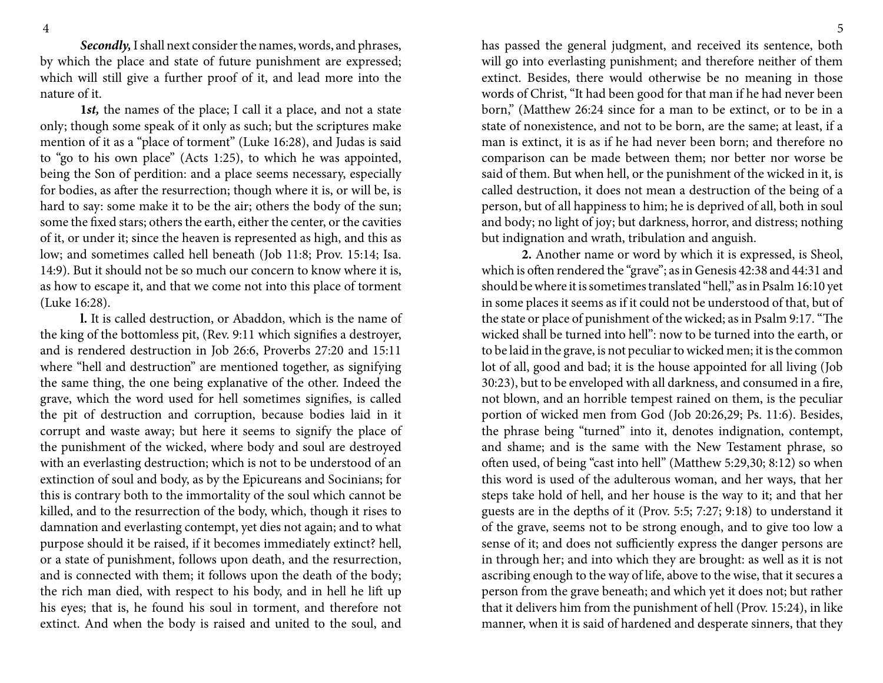***Secondly,*** I shall next consider the names, words, and phrases, by which the place and state of future punishment are expressed; which will still give a further proof of it, and lead more into the nature of it.

**1*st,*** the names of the place; I call it a place, and not a state only; though some speak of it only as such; but the scriptures make mention of it as a "place of torment" (Luke 16:28), and Judas is said to "go to his own place" (Acts 1:25), to which he was appointed, being the Son of perdition: and a place seems necessary, especially for bodies, as after the resurrection; though where it is, or will be, is hard to say: some make it to be the air; others the body of the sun; some the fixed stars; others the earth, either the center, or the cavities of it, or under it; since the heaven is represented as high, and this as low; and sometimes called hell beneath (Job 11:8; Prov. 15:14; Isa. 14:9). But it should not be so much our concern to know where it is, as how to escape it, and that we come not into this place of torment (Luke 16:28).

**l.** It is called destruction, or Abaddon, which is the name of the king of the bottomless pit, (Rev. 9:11 which signifies a destroyer, and is rendered destruction in Job 26:6, Proverbs 27:20 and 15:11 where "hell and destruction" are mentioned together, as signifying the same thing, the one being explanative of the other. Indeed the grave, which the word used for hell sometimes signifies, is called the pit of destruction and corruption, because bodies laid in it corrupt and waste away; but here it seems to signify the place of the punishment of the wicked, where body and soul are destroyed with an everlasting destruction; which is not to be understood of an extinction of soul and body, as by the Epicureans and Socinians; for this is contrary both to the immortality of the soul which cannot be killed, and to the resurrection of the body, which, though it rises to damnation and everlasting contempt, yet dies not again; and to what purpose should it be raised, if it becomes immediately extinct? hell, or a state of punishment, follows upon death, and the resurrection, and is connected with them; it follows upon the death of the body; the rich man died, with respect to his body, and in hell he lift up his eyes; that is, he found his soul in torment, and therefore not extinct. And when the body is raised and united to the soul, and has passed the general judgment, and received its sentence, both will go into everlasting punishment; and therefore neither of them extinct. Besides, there would otherwise be no meaning in those words of Christ, "It had been good for that man if he had never been born," (Matthew 26:24 since for a man to be extinct, or to be in a state of nonexistence, and not to be born, are the same; at least, if a man is extinct, it is as if he had never been born; and therefore no comparison can be made between them; nor better nor worse be said of them. But when hell, or the punishment of the wicked in it, is called destruction, it does not mean a destruction of the being of a person, but of all happiness to him; he is deprived of all, both in soul and body; no light of joy; but darkness, horror, and distress; nothing but indignation and wrath, tribulation and anguish.

**2.** Another name or word by which it is expressed, is Sheol, which is often rendered the "grave"; as in Genesis 42:38 and 44:31 and should be where it is sometimes translated "hell," as in Psalm 16:10 yet in some places it seems as if it could not be understood of that, but of the state or place of punishment of the wicked; as in Psalm 9:17. "The wicked shall be turned into hell": now to be turned into the earth, or to be laid in the grave, is not peculiar to wicked men; it is the common lot of all, good and bad; it is the house appointed for all living (Job 30:23), but to be enveloped with all darkness, and consumed in a fire, not blown, and an horrible tempest rained on them, is the peculiar portion of wicked men from God (Job 20:26,29; Ps. 11:6). Besides, the phrase being "turned" into it, denotes indignation, contempt, and shame; and is the same with the New Testament phrase, so often used, of being "cast into hell" (Matthew 5:29,30; 8:12) so when this word is used of the adulterous woman, and her ways, that her steps take hold of hell, and her house is the way to it; and that her guests are in the depths of it (Prov. 5:5; 7:27; 9:18) to understand it of the grave, seems not to be strong enough, and to give too low a sense of it; and does not sufficiently express the danger persons are in through her; and into which they are brought: as well as it is not ascribing enough to the way of life, above to the wise, that it secures a person from the grave beneath; and which yet it does not; but rather that it delivers him from the punishment of hell (Prov. 15:24), in like manner, when it is said of hardened and desperate sinners, that they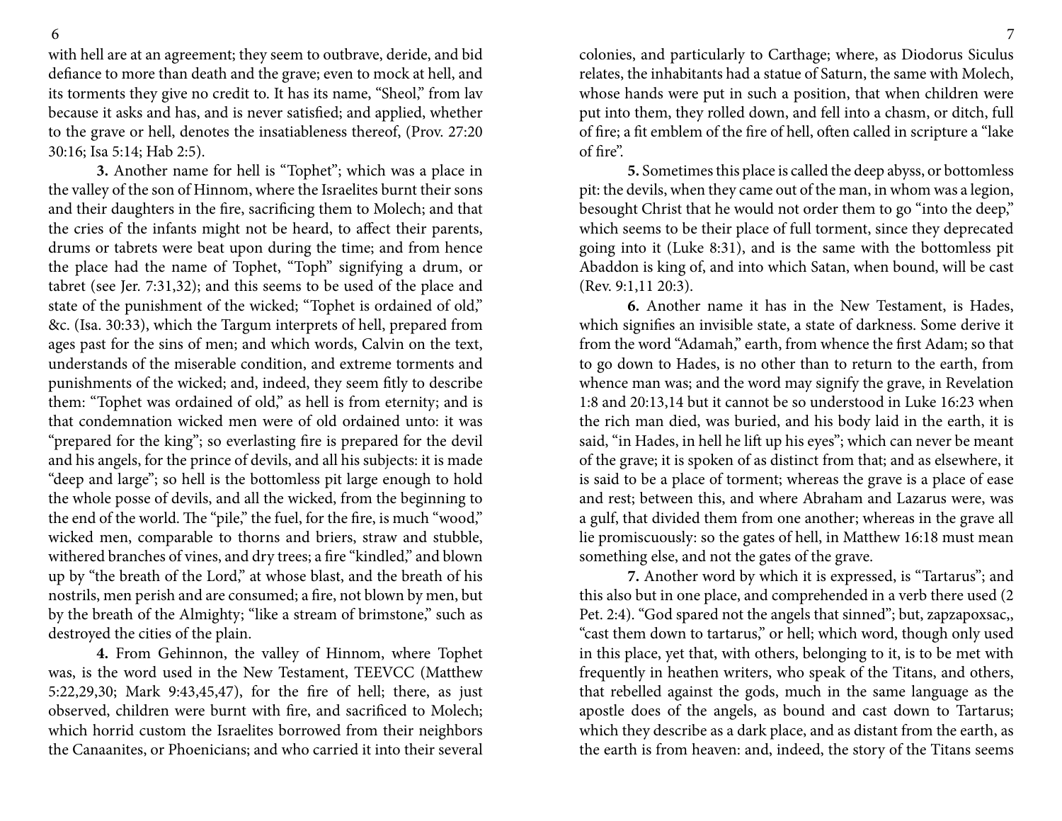with hell are at an agreement; they seem to outbrave, deride, and bid defiance to more than death and the grave; even to mock at hell, and its torments they give no credit to. It has its name, "Sheol," from lav because it asks and has, and is never satisfied; and applied, whether to the grave or hell, denotes the insatiableness thereof, (Prov. 27:20 30:16; Isa 5:14; Hab 2:5).

**3.** Another name for hell is "Tophet"; which was a place in the valley of the son of Hinnom, where the Israelites burnt their sons and their daughters in the fire, sacrificing them to Molech; and that the cries of the infants might not be heard, to affect their parents, drums or tabrets were beat upon during the time; and from hence the place had the name of Tophet, "Toph" signifying a drum, or tabret (see Jer. 7:31,32); and this seems to be used of the place and state of the punishment of the wicked; "Tophet is ordained of old," &c. (Isa. 30:33), which the Targum interprets of hell, prepared from ages past for the sins of men; and which words, Calvin on the text, understands of the miserable condition, and extreme torments and punishments of the wicked; and, indeed, they seem fitly to describe them: "Tophet was ordained of old," as hell is from eternity; and is that condemnation wicked men were of old ordained unto: it was "prepared for the king"; so everlasting fire is prepared for the devil and his angels, for the prince of devils, and all his subjects: it is made "deep and large"; so hell is the bottomless pit large enough to hold the whole posse of devils, and all the wicked, from the beginning to the end of the world. The "pile," the fuel, for the fire, is much "wood," wicked men, comparable to thorns and briers, straw and stubble, withered branches of vines, and dry trees; a fire "kindled," and blown up by "the breath of the Lord," at whose blast, and the breath of his nostrils, men perish and are consumed; a fire, not blown by men, but by the breath of the Almighty; "like a stream of brimstone," such as destroyed the cities of the plain.

**4.** From Gehinnon, the valley of Hinnom, where Tophet was, is the word used in the New Testament, TEEVCC (Matthew 5:22,29,30; Mark 9:43,45,47), for the fire of hell; there, as just observed, children were burnt with fire, and sacrificed to Molech; which horrid custom the Israelites borrowed from their neighbors the Canaanites, or Phoenicians; and who carried it into their several colonies, and particularly to Carthage; where, as Diodorus Siculus relates, the inhabitants had a statue of Saturn, the same with Molech, whose hands were put in such a position, that when children were put into them, they rolled down, and fell into a chasm, or ditch, full of fire; a fit emblem of the fire of hell, often called in scripture a "lake of fire".

**5.** Sometimes this place is called the deep abyss, or bottomless pit: the devils, when they came out of the man, in whom was a legion, besought Christ that he would not order them to go "into the deep," which seems to be their place of full torment, since they deprecated going into it (Luke 8:31), and is the same with the bottomless pit Abaddon is king of, and into which Satan, when bound, will be cast (Rev. 9:1,11 20:3).

**6.** Another name it has in the New Testament, is Hades, which signifies an invisible state, a state of darkness. Some derive it from the word "Adamah," earth, from whence the first Adam; so that to go down to Hades, is no other than to return to the earth, from whence man was; and the word may signify the grave, in Revelation 1:8 and 20:13,14 but it cannot be so understood in Luke 16:23 when the rich man died, was buried, and his body laid in the earth, it is said, "in Hades, in hell he lift up his eyes"; which can never be meant of the grave; it is spoken of as distinct from that; and as elsewhere, it is said to be a place of torment; whereas the grave is a place of ease and rest; between this, and where Abraham and Lazarus were, was a gulf, that divided them from one another; whereas in the grave all lie promiscuously: so the gates of hell, in Matthew 16:18 must mean something else, and not the gates of the grave.

**7.** Another word by which it is expressed, is "Tartarus"; and this also but in one place, and comprehended in a verb there used (2 Pet. 2:4). "God spared not the angels that sinned"; but, zapzapoxsac,, "cast them down to tartarus," or hell; which word, though only used in this place, yet that, with others, belonging to it, is to be met with frequently in heathen writers, who speak of the Titans, and others, that rebelled against the gods, much in the same language as the apostle does of the angels, as bound and cast down to Tartarus; which they describe as a dark place, and as distant from the earth, as the earth is from heaven: and, indeed, the story of the Titans seems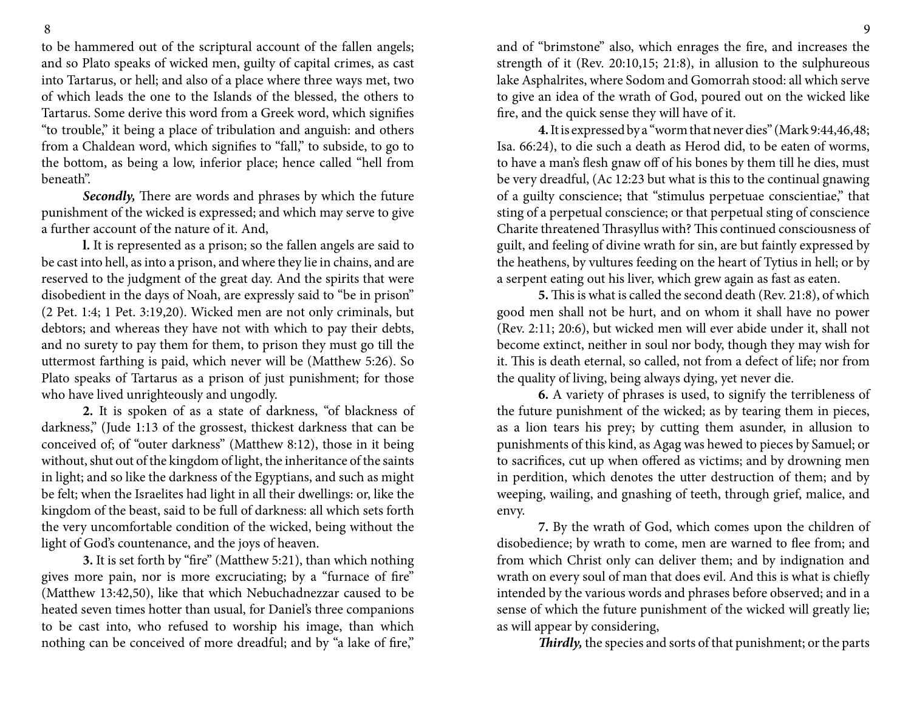to be hammered out of the scriptural account of the fallen angels; and so Plato speaks of wicked men, guilty of capital crimes, as cast into Tartarus, or hell; and also of a place where three ways met, two of which leads the one to the Islands of the blessed, the others to Tartarus. Some derive this word from a Greek word, which signifies "to trouble," it being a place of tribulation and anguish: and others from a Chaldean word, which signifies to "fall," to subside, to go to the bottom, as being a low, inferior place; hence called "hell from beneath".

***Secondly,*** There are words and phrases by which the future punishment of the wicked is expressed; and which may serve to give a further account of the nature of it. And,

**l.** It is represented as a prison; so the fallen angels are said to be cast into hell, as into a prison, and where they lie in chains, and are reserved to the judgment of the great day. And the spirits that were disobedient in the days of Noah, are expressly said to "be in prison" (2 Pet. 1:4; 1 Pet. 3:19,20). Wicked men are not only criminals, but debtors; and whereas they have not with which to pay their debts, and no surety to pay them for them, to prison they must go till the uttermost farthing is paid, which never will be (Matthew 5:26). So Plato speaks of Tartarus as a prison of just punishment; for those who have lived unrighteously and ungodly.

**2.** It is spoken of as a state of darkness, "of blackness of darkness," (Jude 1:13 of the grossest, thickest darkness that can be conceived of; of "outer darkness" (Matthew 8:12), those in it being without, shut out of the kingdom of light, the inheritance of the saints in light; and so like the darkness of the Egyptians, and such as might be felt; when the Israelites had light in all their dwellings: or, like the kingdom of the beast, said to be full of darkness: all which sets forth the very uncomfortable condition of the wicked, being without the light of God's countenance, and the joys of heaven.

**3.** It is set forth by "fire" (Matthew 5:21), than which nothing gives more pain, nor is more excruciating; by a "furnace of fire" (Matthew 13:42,50), like that which Nebuchadnezzar caused to be heated seven times hotter than usual, for Daniel's three companions to be cast into, who refused to worship his image, than which nothing can be conceived of more dreadful; and by "a lake of fire," and of "brimstone" also, which enrages the fire, and increases the strength of it (Rev. 20:10,15; 21:8), in allusion to the sulphureous lake Asphalrites, where Sodom and Gomorrah stood: all which serve to give an idea of the wrath of God, poured out on the wicked like fire, and the quick sense they will have of it.

**4.** It is expressed by a "worm that never dies" (Mark 9:44,46,48; Isa. 66:24), to die such a death as Herod did, to be eaten of worms, to have a man's flesh gnaw off of his bones by them till he dies, must be very dreadful, (Ac 12:23 but what is this to the continual gnawing of a guilty conscience; that "stimulus perpetuae conscientiae," that sting of a perpetual conscience; or that perpetual sting of conscience Charite threatened Thrasyllus with? This continued consciousness of guilt, and feeling of divine wrath for sin, are but faintly expressed by the heathens, by vultures feeding on the heart of Tytius in hell; or by a serpent eating out his liver, which grew again as fast as eaten.

**5.** This is what is called the second death (Rev. 21:8), of which good men shall not be hurt, and on whom it shall have no power (Rev. 2:11; 20:6), but wicked men will ever abide under it, shall not become extinct, neither in soul nor body, though they may wish for it. This is death eternal, so called, not from a defect of life; nor from the quality of living, being always dying, yet never die.

**6.** A variety of phrases is used, to signify the terribleness of the future punishment of the wicked; as by tearing them in pieces, as a lion tears his prey; by cutting them asunder, in allusion to punishments of this kind, as Agag was hewed to pieces by Samuel; or to sacrifices, cut up when offered as victims; and by drowning men in perdition, which denotes the utter destruction of them; and by weeping, wailing, and gnashing of teeth, through grief, malice, and envy.

**7.** By the wrath of God, which comes upon the children of disobedience; by wrath to come, men are warned to flee from; and from which Christ only can deliver them; and by indignation and wrath on every soul of man that does evil. And this is what is chiefly intended by the various words and phrases before observed; and in a sense of which the future punishment of the wicked will greatly lie; as will appear by considering,

***Thirdly,*** the species and sorts of that punishment; or the parts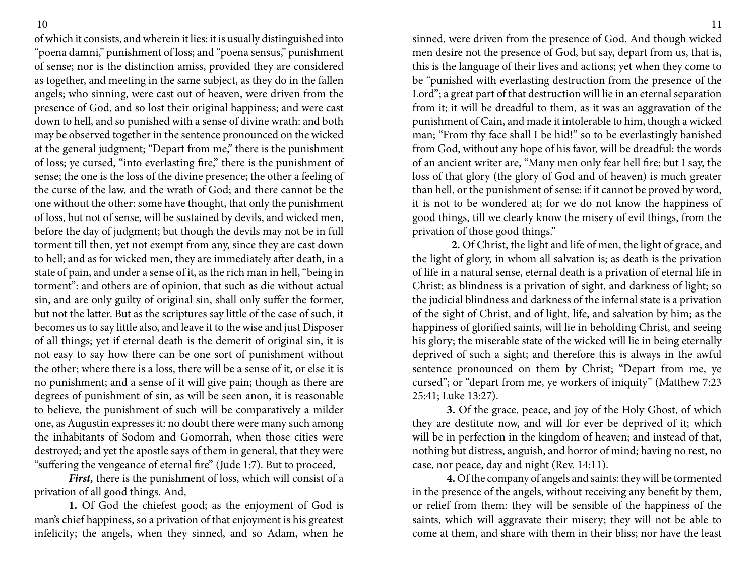of which it consists, and wherein it lies: it is usually distinguished into "poena damni," punishment of loss; and "poena sensus," punishment of sense; nor is the distinction amiss, provided they are considered as together, and meeting in the same subject, as they do in the fallen angels; who sinning, were cast out of heaven, were driven from the presence of God, and so lost their original happiness; and were cast down to hell, and so punished with a sense of divine wrath: and both may be observed together in the sentence pronounced on the wicked at the general judgment; "Depart from me," there is the punishment of loss; ye cursed, "into everlasting fire," there is the punishment of sense; the one is the loss of the divine presence; the other a feeling of the curse of the law, and the wrath of God; and there cannot be the one without the other: some have thought, that only the punishment of loss, but not of sense, will be sustained by devils, and wicked men, before the day of judgment; but though the devils may not be in full torment till then, yet not exempt from any, since they are cast down to hell; and as for wicked men, they are immediately after death, in a state of pain, and under a sense of it, as the rich man in hell, "being in torment": and others are of opinion, that such as die without actual sin, and are only guilty of original sin, shall only suffer the former, but not the latter. But as the scriptures say little of the case of such, it becomes us to say little also, and leave it to the wise and just Disposer of all things; yet if eternal death is the demerit of original sin, it is not easy to say how there can be one sort of punishment without the other; where there is a loss, there will be a sense of it, or else it is no punishment; and a sense of it will give pain; though as there are degrees of punishment of sin, as will be seen anon, it is reasonable to believe, the punishment of such will be comparatively a milder one, as Augustin expresses it: no doubt there were many such among the inhabitants of Sodom and Gomorrah, when those cities were destroyed; and yet the apostle says of them in general, that they were "suffering the vengeance of eternal fire" (Jude 1:7). But to proceed,

***First,*** there is the punishment of loss, which will consist of a privation of all good things. And,

**1.** Of God the chiefest good; as the enjoyment of God is man's chief happiness, so a privation of that enjoyment is his greatest infelicity; the angels, when they sinned, and so Adam, when he sinned, were driven from the presence of God. And though wicked men desire not the presence of God, but say, depart from us, that is, this is the language of their lives and actions; yet when they come to be "punished with everlasting destruction from the presence of the Lord"; a great part of that destruction will lie in an eternal separation from it; it will be dreadful to them, as it was an aggravation of the punishment of Cain, and made it intolerable to him, though a wicked man; "From thy face shall I be hid!" so to be everlastingly banished from God, without any hope of his favor, will be dreadful: the words of an ancient writer are, "Many men only fear hell fire; but I say, the loss of that glory (the glory of God and of heaven) is much greater than hell, or the punishment of sense: if it cannot be proved by word, it is not to be wondered at; for we do not know the happiness of good things, till we clearly know the misery of evil things, from the privation of those good things."

**2.** Of Christ, the light and life of men, the light of grace, and the light of glory, in whom all salvation is; as death is the privation of life in a natural sense, eternal death is a privation of eternal life in Christ; as blindness is a privation of sight, and darkness of light; so the judicial blindness and darkness of the infernal state is a privation of the sight of Christ, and of light, life, and salvation by him; as the happiness of glorified saints, will lie in beholding Christ, and seeing his glory; the miserable state of the wicked will lie in being eternally deprived of such a sight; and therefore this is always in the awful sentence pronounced on them by Christ; "Depart from me, ye cursed"; or "depart from me, ye workers of iniquity" (Matthew 7:23 25:41; Luke 13:27).

**3.** Of the grace, peace, and joy of the Holy Ghost, of which they are destitute now, and will for ever be deprived of it; which will be in perfection in the kingdom of heaven; and instead of that, nothing but distress, anguish, and horror of mind; having no rest, no case, nor peace, day and night (Rev. 14:11).

**4.** Of the company of angels and saints: they will be tormented in the presence of the angels, without receiving any benefit by them, or relief from them: they will be sensible of the happiness of the saints, which will aggravate their misery; they will not be able to come at them, and share with them in their bliss; nor have the least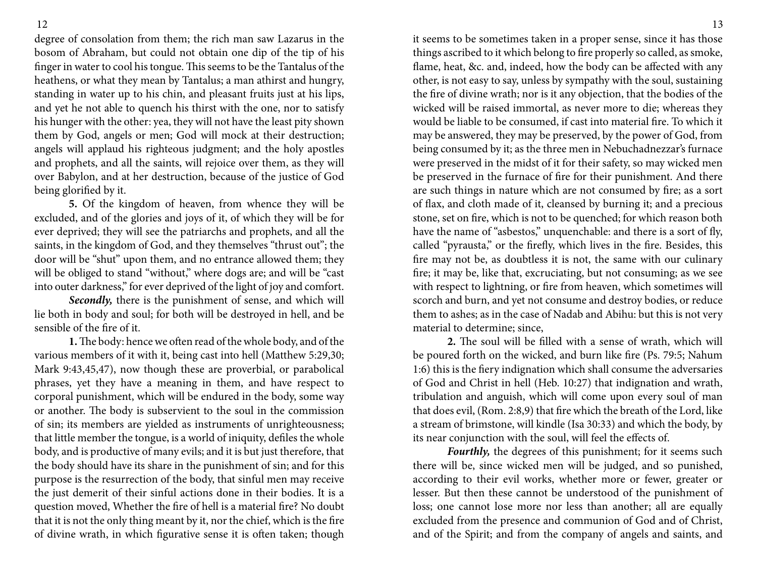degree of consolation from them; the rich man saw Lazarus in the bosom of Abraham, but could not obtain one dip of the tip of his finger in water to cool his tongue. This seems to be the Tantalus of the heathens, or what they mean by Tantalus; a man athirst and hungry, standing in water up to his chin, and pleasant fruits just at his lips, and yet he not able to quench his thirst with the one, nor to satisfy his hunger with the other: yea, they will not have the least pity shown them by God, angels or men; God will mock at their destruction; angels will applaud his righteous judgment; and the holy apostles and prophets, and all the saints, will rejoice over them, as they will over Babylon, and at her destruction, because of the justice of God being glorified by it.

**5.** Of the kingdom of heaven, from whence they will be excluded, and of the glories and joys of it, of which they will be for ever deprived; they will see the patriarchs and prophets, and all the saints, in the kingdom of God, and they themselves "thrust out"; the door will be "shut" upon them, and no entrance allowed them; they will be obliged to stand "without," where dogs are; and will be "cast into outer darkness," for ever deprived of the light of joy and comfort.

***Secondly,*** there is the punishment of sense, and which will lie both in body and soul; for both will be destroyed in hell, and be sensible of the fire of it.

**1.** The body: hence we often read of the whole body, and of the various members of it with it, being cast into hell (Matthew 5:29,30; Mark 9:43,45,47), now though these are proverbial, or parabolical phrases, yet they have a meaning in them, and have respect to corporal punishment, which will be endured in the body, some way or another. The body is subservient to the soul in the commission of sin; its members are yielded as instruments of unrighteousness; that little member the tongue, is a world of iniquity, defiles the whole body, and is productive of many evils; and it is but just therefore, that the body should have its share in the punishment of sin; and for this purpose is the resurrection of the body, that sinful men may receive the just demerit of their sinful actions done in their bodies. It is a question moved, Whether the fire of hell is a material fire? No doubt that it is not the only thing meant by it, nor the chief, which is the fire of divine wrath, in which figurative sense it is often taken; though it seems to be sometimes taken in a proper sense, since it has those things ascribed to it which belong to fire properly so called, as smoke, flame, heat, &c. and, indeed, how the body can be affected with any other, is not easy to say, unless by sympathy with the soul, sustaining the fire of divine wrath; nor is it any objection, that the bodies of the wicked will be raised immortal, as never more to die; whereas they would be liable to be consumed, if cast into material fire. To which it may be answered, they may be preserved, by the power of God, from being consumed by it; as the three men in Nebuchadnezzar's furnace were preserved in the midst of it for their safety, so may wicked men be preserved in the furnace of fire for their punishment. And there are such things in nature which are not consumed by fire; as a sort of flax, and cloth made of it, cleansed by burning it; and a precious stone, set on fire, which is not to be quenched; for which reason both have the name of "asbestos," unquenchable: and there is a sort of fly, called "pyrausta," or the firefly, which lives in the fire. Besides, this fire may not be, as doubtless it is not, the same with our culinary fire; it may be, like that, excruciating, but not consuming; as we see with respect to lightning, or fire from heaven, which sometimes will scorch and burn, and yet not consume and destroy bodies, or reduce them to ashes; as in the case of Nadab and Abihu: but this is not very material to determine; since,

**2.** The soul will be filled with a sense of wrath, which will be poured forth on the wicked, and burn like fire (Ps. 79:5; Nahum 1:6) this is the fiery indignation which shall consume the adversaries of God and Christ in hell (Heb. 10:27) that indignation and wrath, tribulation and anguish, which will come upon every soul of man that does evil, (Rom. 2:8,9) that fire which the breath of the Lord, like a stream of brimstone, will kindle (Isa 30:33) and which the body, by its near conjunction with the soul, will feel the effects of.

***Fourthly,*** the degrees of this punishment; for it seems such there will be, since wicked men will be judged, and so punished, according to their evil works, whether more or fewer, greater or lesser. But then these cannot be understood of the punishment of loss; one cannot lose more nor less than another; all are equally excluded from the presence and communion of God and of Christ, and of the Spirit; and from the company of angels and saints, and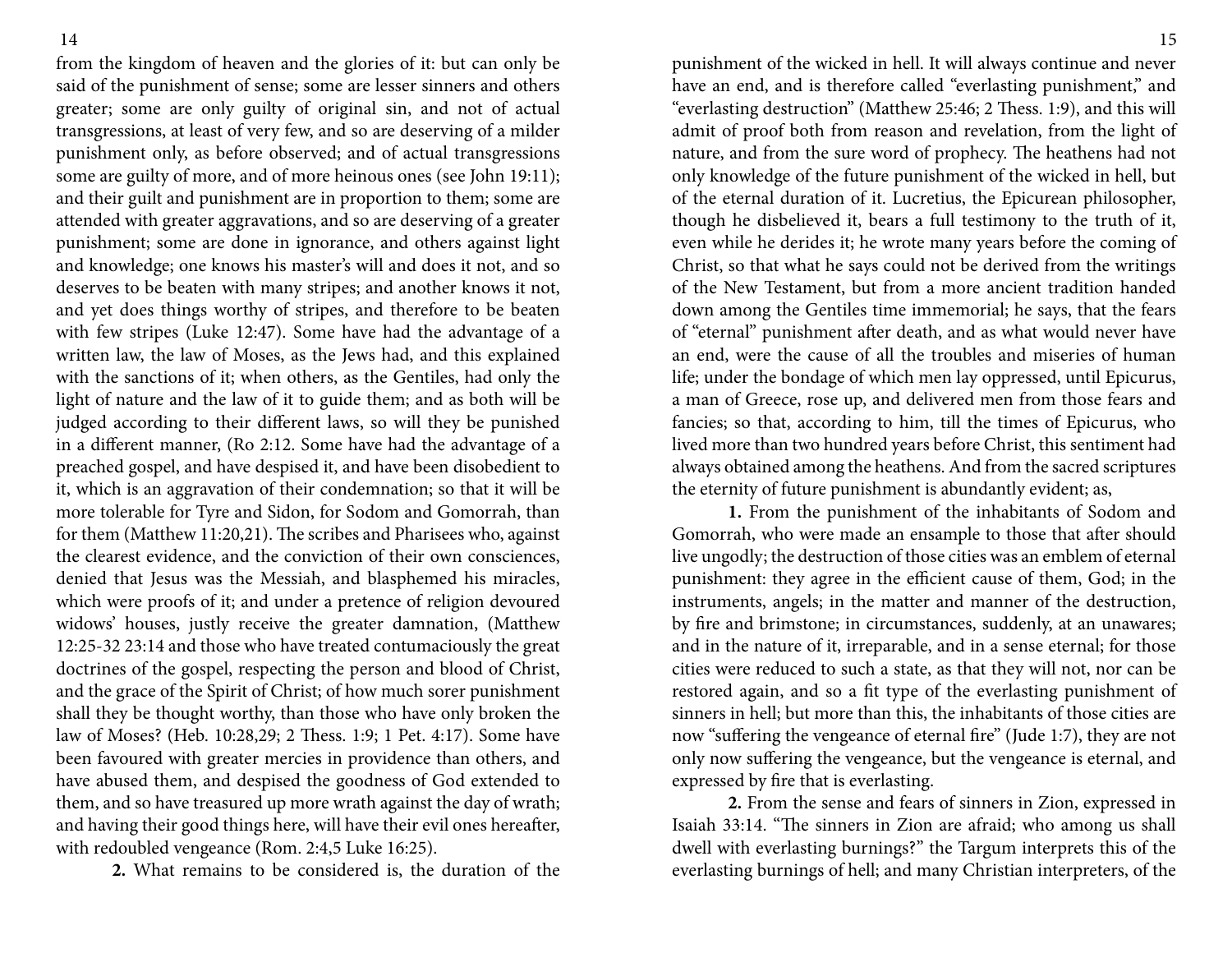from the kingdom of heaven and the glories of it: but can only be said of the punishment of sense; some are lesser sinners and others greater; some are only guilty of original sin, and not of actual transgressions, at least of very few, and so are deserving of a milder punishment only, as before observed; and of actual transgressions some are guilty of more, and of more heinous ones (see John 19:11); and their guilt and punishment are in proportion to them; some are attended with greater aggravations, and so are deserving of a greater punishment; some are done in ignorance, and others against light and knowledge; one knows his master's will and does it not, and so deserves to be beaten with many stripes; and another knows it not, and yet does things worthy of stripes, and therefore to be beaten with few stripes (Luke 12:47). Some have had the advantage of a written law, the law of Moses, as the Jews had, and this explained with the sanctions of it; when others, as the Gentiles, had only the light of nature and the law of it to guide them; and as both will be judged according to their different laws, so will they be punished in a different manner, (Ro 2:12. Some have had the advantage of a preached gospel, and have despised it, and have been disobedient to it, which is an aggravation of their condemnation; so that it will be more tolerable for Tyre and Sidon, for Sodom and Gomorrah, than for them (Matthew 11:20,21). The scribes and Pharisees who, against the clearest evidence, and the conviction of their own consciences, denied that Jesus was the Messiah, and blasphemed his miracles, which were proofs of it; and under a pretence of religion devoured widows' houses, justly receive the greater damnation, (Matthew 12:25-32 23:14 and those who have treated contumaciously the great doctrines of the gospel, respecting the person and blood of Christ, and the grace of the Spirit of Christ; of how much sorer punishment shall they be thought worthy, than those who have only broken the law of Moses? (Heb. 10:28,29; 2 Thess. 1:9; 1 Pet. 4:17). Some have been favoured with greater mercies in providence than others, and have abused them, and despised the goodness of God extended to them, and so have treasured up more wrath against the day of wrath; and having their good things here, will have their evil ones hereafter, with redoubled vengeance (Rom. 2:4,5 Luke 16:25).

**2.** What remains to be considered is, the duration of the punishment of the wicked in hell. It will always continue and never have an end, and is therefore called "everlasting punishment," and "everlasting destruction" (Matthew 25:46; 2 Thess. 1:9), and this will admit of proof both from reason and revelation, from the light of nature, and from the sure word of prophecy. The heathens had not only knowledge of the future punishment of the wicked in hell, but of the eternal duration of it. Lucretius, the Epicurean philosopher, though he disbelieved it, bears a full testimony to the truth of it, even while he derides it; he wrote many years before the coming of Christ, so that what he says could not be derived from the writings of the New Testament, but from a more ancient tradition handed down among the Gentiles time immemorial; he says, that the fears of "eternal" punishment after death, and as what would never have an end, were the cause of all the troubles and miseries of human life; under the bondage of which men lay oppressed, until Epicurus, a man of Greece, rose up, and delivered men from those fears and fancies; so that, according to him, till the times of Epicurus, who lived more than two hundred years before Christ, this sentiment had always obtained among the heathens. And from the sacred scriptures the eternity of future punishment is abundantly evident; as,

**1.** From the punishment of the inhabitants of Sodom and Gomorrah, who were made an ensample to those that after should live ungodly; the destruction of those cities was an emblem of eternal punishment: they agree in the efficient cause of them, God; in the instruments, angels; in the matter and manner of the destruction, by fire and brimstone; in circumstances, suddenly, at an unawares; and in the nature of it, irreparable, and in a sense eternal; for those cities were reduced to such a state, as that they will not, nor can be restored again, and so a fit type of the everlasting punishment of sinners in hell; but more than this, the inhabitants of those cities are now "suffering the vengeance of eternal fire" (Jude 1:7), they are not only now suffering the vengeance, but the vengeance is eternal, and expressed by fire that is everlasting.

**2.** From the sense and fears of sinners in Zion, expressed in Isaiah 33:14. "The sinners in Zion are afraid; who among us shall dwell with everlasting burnings?" the Targum interprets this of the everlasting burnings of hell; and many Christian interpreters, of the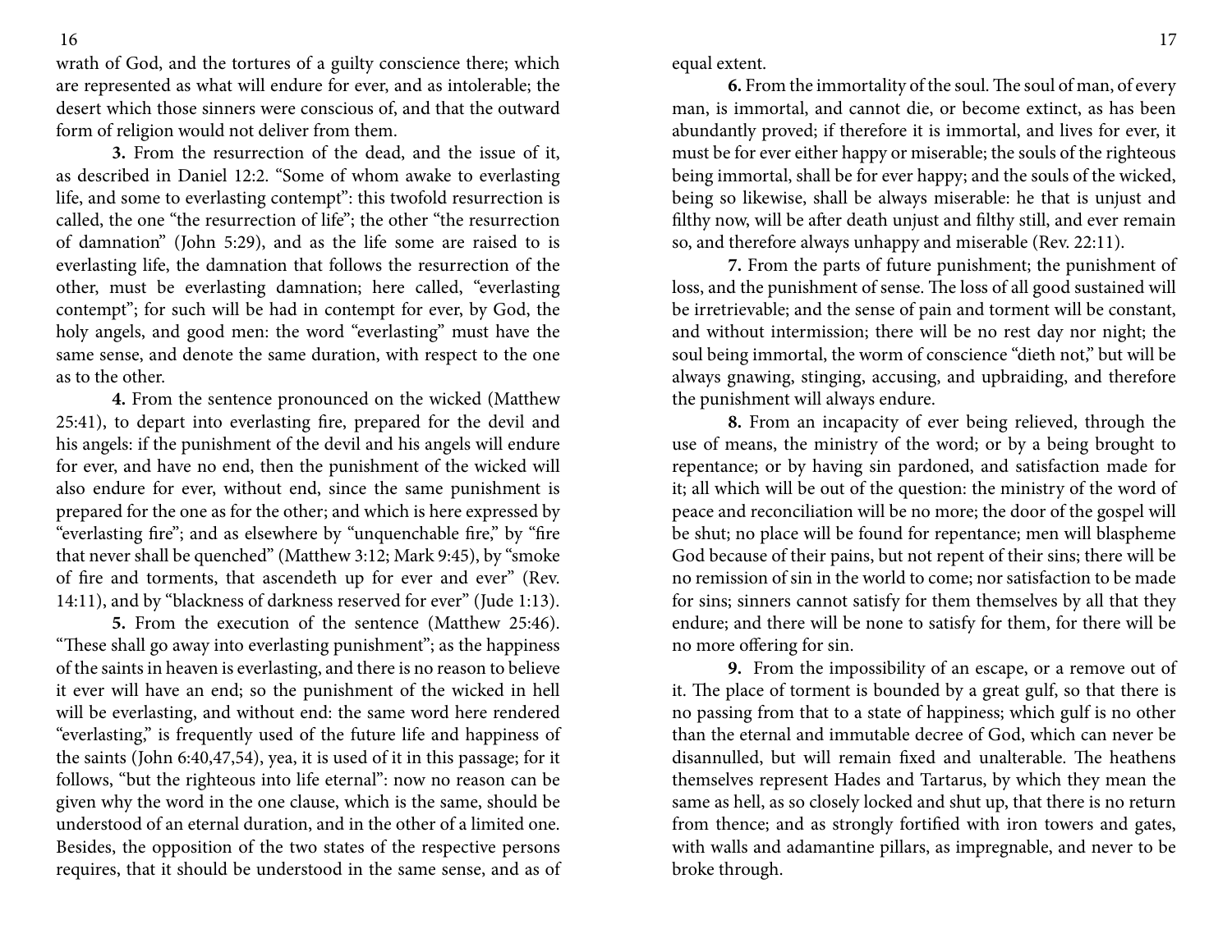wrath of God, and the tortures of a guilty conscience there; which are represented as what will endure for ever, and as intolerable; the desert which those sinners were conscious of, and that the outward form of religion would not deliver from them.

**3.** From the resurrection of the dead, and the issue of it, as described in Daniel 12:2. "Some of whom awake to everlasting life, and some to everlasting contempt": this twofold resurrection is called, the one "the resurrection of life"; the other "the resurrection of damnation" (John 5:29), and as the life some are raised to is everlasting life, the damnation that follows the resurrection of the other, must be everlasting damnation; here called, "everlasting contempt"; for such will be had in contempt for ever, by God, the holy angels, and good men: the word "everlasting" must have the same sense, and denote the same duration, with respect to the one as to the other.

**4.** From the sentence pronounced on the wicked (Matthew 25:41), to depart into everlasting fire, prepared for the devil and his angels: if the punishment of the devil and his angels will endure for ever, and have no end, then the punishment of the wicked will also endure for ever, without end, since the same punishment is prepared for the one as for the other; and which is here expressed by "everlasting fire"; and as elsewhere by "unquenchable fire," by "fire that never shall be quenched" (Matthew 3:12; Mark 9:45), by "smoke of fire and torments, that ascendeth up for ever and ever" (Rev. 14:11), and by "blackness of darkness reserved for ever" (Jude 1:13).

**5.** From the execution of the sentence (Matthew 25:46). "These shall go away into everlasting punishment"; as the happiness of the saints in heaven is everlasting, and there is no reason to believe it ever will have an end; so the punishment of the wicked in hell will be everlasting, and without end: the same word here rendered "everlasting," is frequently used of the future life and happiness of the saints (John 6:40,47,54), yea, it is used of it in this passage; for it follows, "but the righteous into life eternal": now no reason can be given why the word in the one clause, which is the same, should be understood of an eternal duration, and in the other of a limited one. Besides, the opposition of the two states of the respective persons requires, that it should be understood in the same sense, and as of equal extent.

**6.** From the immortality of the soul. The soul of man, of every man, is immortal, and cannot die, or become extinct, as has been abundantly proved; if therefore it is immortal, and lives for ever, it must be for ever either happy or miserable; the souls of the righteous being immortal, shall be for ever happy; and the souls of the wicked, being so likewise, shall be always miserable: he that is unjust and filthy now, will be after death unjust and filthy still, and ever remain so, and therefore always unhappy and miserable (Rev. 22:11).

**7.** From the parts of future punishment; the punishment of loss, and the punishment of sense. The loss of all good sustained will be irretrievable; and the sense of pain and torment will be constant, and without intermission; there will be no rest day nor night; the soul being immortal, the worm of conscience "dieth not," but will be always gnawing, stinging, accusing, and upbraiding, and therefore the punishment will always endure.

**8.** From an incapacity of ever being relieved, through the use of means, the ministry of the word; or by a being brought to repentance; or by having sin pardoned, and satisfaction made for it; all which will be out of the question: the ministry of the word of peace and reconciliation will be no more; the door of the gospel will be shut; no place will be found for repentance; men will blaspheme God because of their pains, but not repent of their sins; there will be no remission of sin in the world to come; nor satisfaction to be made for sins; sinners cannot satisfy for them themselves by all that they endure; and there will be none to satisfy for them, for there will be no more offering for sin.

**9.** From the impossibility of an escape, or a remove out of it. The place of torment is bounded by a great gulf, so that there is no passing from that to a state of happiness; which gulf is no other than the eternal and immutable decree of God, which can never be disannulled, but will remain fixed and unalterable. The heathens themselves represent Hades and Tartarus, by which they mean the same as hell, as so closely locked and shut up, that there is no return from thence; and as strongly fortified with iron towers and gates, with walls and adamantine pillars, as impregnable, and never to be broke through.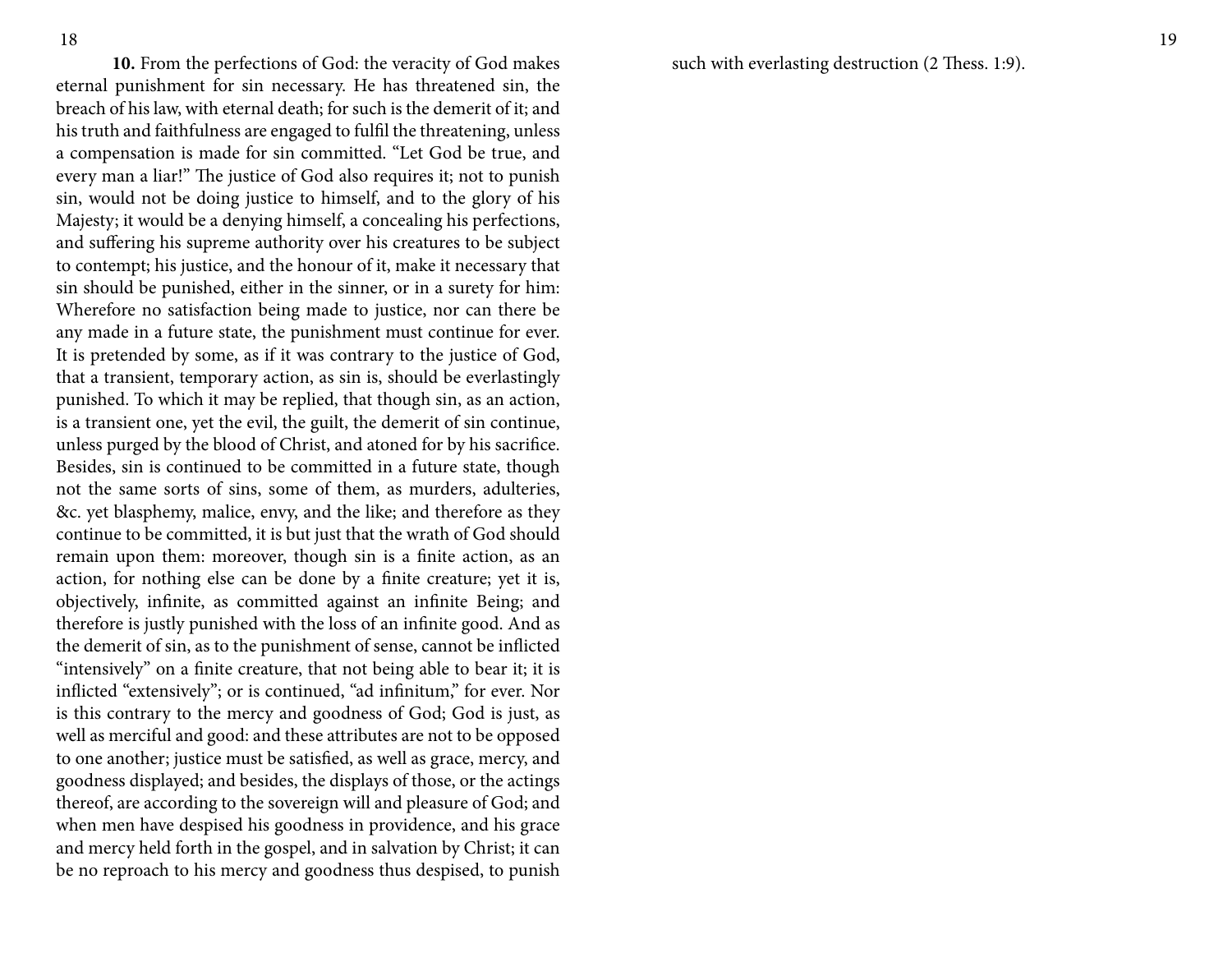**10.** From the perfections of God: the veracity of God makes eternal punishment for sin necessary. He has threatened sin, the breach of his law, with eternal death; for such is the demerit of it; and his truth and faithfulness are engaged to fulfil the threatening, unless a compensation is made for sin committed. "Let God be true, and every man a liar!" The justice of God also requires it; not to punish sin, would not be doing justice to himself, and to the glory of his Majesty; it would be a denying himself, a concealing his perfections, and suffering his supreme authority over his creatures to be subject to contempt; his justice, and the honour of it, make it necessary that sin should be punished, either in the sinner, or in a surety for him: Wherefore no satisfaction being made to justice, nor can there be any made in a future state, the punishment must continue for ever. It is pretended by some, as if it was contrary to the justice of God, that a transient, temporary action, as sin is, should be everlastingly punished. To which it may be replied, that though sin, as an action, is a transient one, yet the evil, the guilt, the demerit of sin continue, unless purged by the blood of Christ, and atoned for by his sacrifice. Besides, sin is continued to be committed in a future state, though not the same sorts of sins, some of them, as murders, adulteries, &c. yet blasphemy, malice, envy, and the like; and therefore as they continue to be committed, it is but just that the wrath of God should remain upon them: moreover, though sin is a finite action, as an action, for nothing else can be done by a finite creature; yet it is, objectively, infinite, as committed against an infinite Being; and therefore is justly punished with the loss of an infinite good. And as the demerit of sin, as to the punishment of sense, cannot be inflicted "intensively" on a finite creature, that not being able to bear it; it is inflicted "extensively"; or is continued, "ad infinitum," for ever. Nor is this contrary to the mercy and goodness of God; God is just, as well as merciful and good: and these attributes are not to be opposed to one another; justice must be satisfied, as well as grace, mercy, and goodness displayed; and besides, the displays of those, or the actings thereof, are according to the sovereign will and pleasure of God; and when men have despised his goodness in providence, and his grace and mercy held forth in the gospel, and in salvation by Christ; it can be no reproach to his mercy and goodness thus despised, to punish such with everlasting destruction (2 Thess. 1:9).